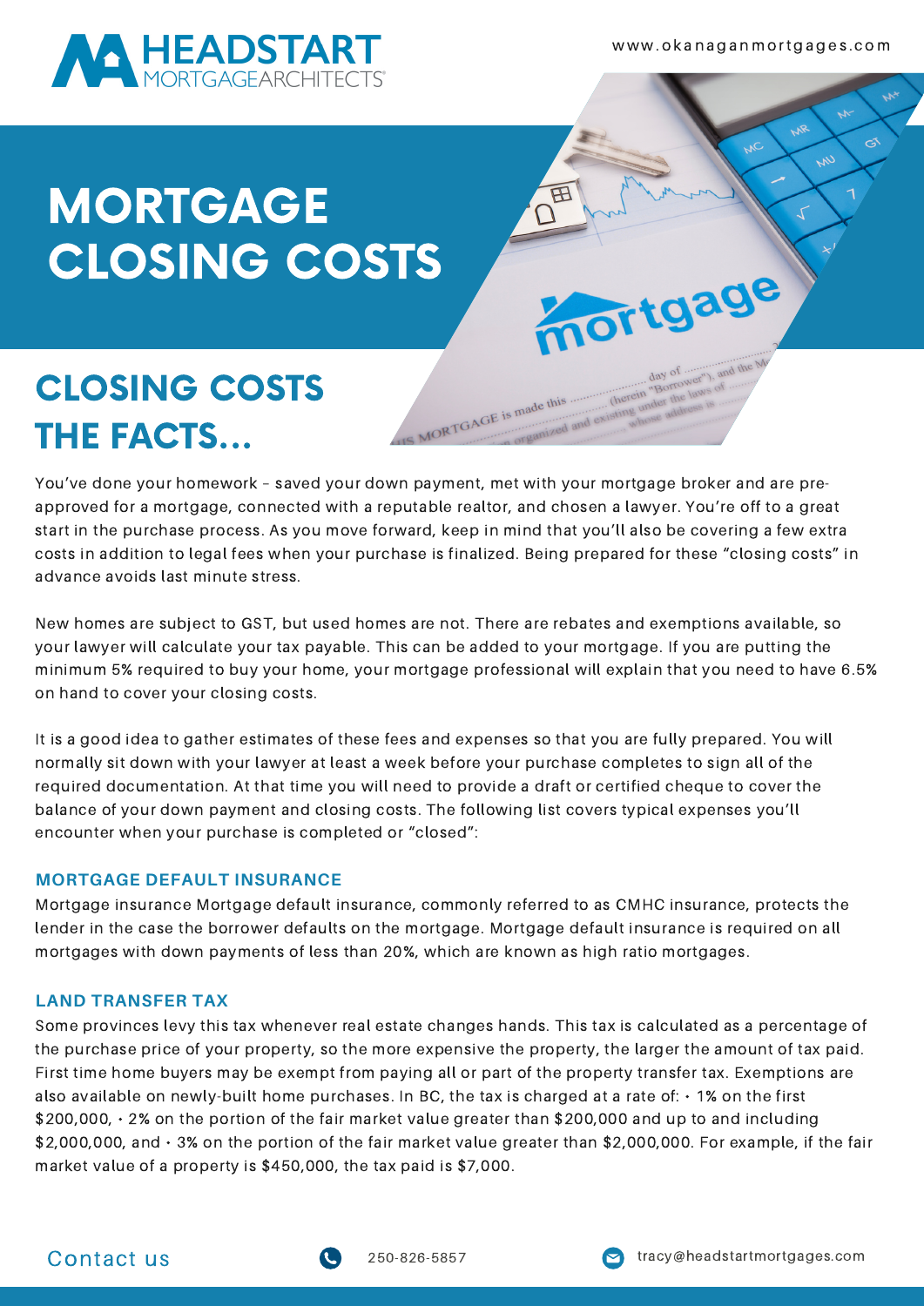# MORTGAGE CLOSING COSTS

## CLOSING COSTS THE FACTS...

You've done your homework – saved your down payment, met with your mortgage broker and are pre-approved for a mortgage, connected with a reputable realtor, and chosen a lawyer. You're off to a great start in the purchase process. As you move forward, keep in mind that you'll also be covering a few extra costs in addition to legal fees when your purchase is finalized. Being prepared for these "closing costs" in advance avoids last minute stress.

New homes are subject to GST, but used homes are not. There are rebates and exemptions available, so your lawyer will calculate your tax payable. This can be added to your mortgage. If you are putting the minimum 5% required to buy your home, your mortgage professional will explain that you need to have 6.5% on hand to cover your closing costs.

It is a good idea to gather estimates of these fees and expenses so that you are fully prepared. You will normally sit down with your lawyer at least a week before your purchase completes to sign all of the required documentation. At that time you will need to provide a draft or certified cheque to cover the balance of your down payment and closing costs. The following list covers typical expenses you'll encounter when your purchase is completed or "closed":

### MORTGAGE DEFAULT INSURANCE

Mortgage insurance Mortgage default insurance, commonly referred to as CMHC insurance, protects the lender in the case the borrower defaults on the mortgage. Mortgage default insurance is required on all mortgages with down payments of less than 20%, which are known as high ratio mortgages.

### LAND TRANSFER TAX

Some provinces levy this tax whenever real estate changes hands. This tax is calculated as a percentage of the purchase price of your property, so the more expensive the property, the larger the amount of tax paid. First time home buyers may be exempt from paying all or part of the property transfer tax. Exemptions are also available on newly-built home purchases. In BC, the tax is charged at a rate of: • 1% on the first $200,000, • 2% on the portion of the fair market value greater than $200,000 and up to and including $2,000,000, and • 3% on the portion of the fair market value greater than $2,000,000. For example, if the fair market value of a property is $450,000, the tax paid is $7,000.

Contact us 250-826-5857 tracy@headstartmortgages.com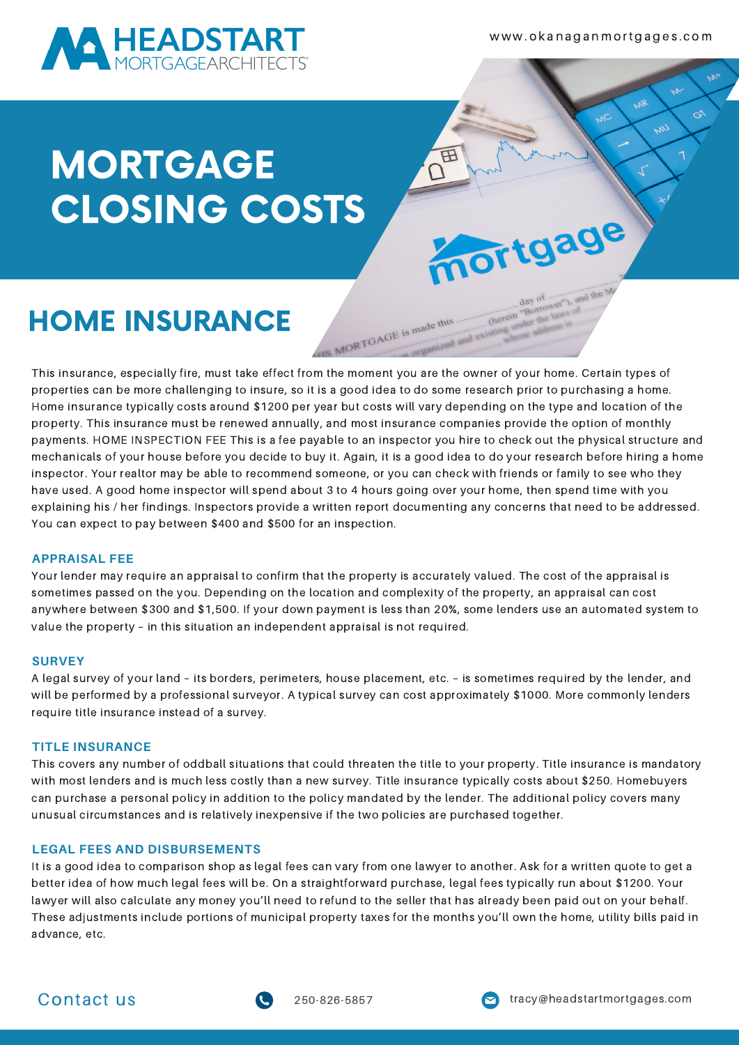# MORTGAGE CLOSING COSTS

## HOME INSURANCE

This insurance, especially fire, must take effect from the moment you are the owner of your home. Certain types of properties can be more challenging to insure, so it is a good idea to do some research prior to purchasing a home. Home insurance typically costs around $1200 per year but costs will vary depending on the type and location of the property. This insurance must be renewed annually, and most insurance companies provide the option of monthly payments. HOME INSPECTION FEE This is a fee payable to an inspector you hire to check out the physical structure and mechanicals of your house before you decide to buy it. Again, it is a good idea to do your research before hiring a home inspector. Your realtor may be able to recommend someone, or you can check with friends or family to see who they have used. A good home inspector will spend about 3 to 4 hours going over your home, then spend time with you explaining his / her findings. Inspectors provide a written report documenting any concerns that need to be addressed. You can expect to pay between $400 and $500 for an inspection.

### APPRAISAL FEE

Your lender may require an appraisal to confirm that the property is accurately valued. The cost of the appraisal is sometimes passed on the you. Depending on the location and complexity of the property, an appraisal can cost anywhere between $300 and $1,500. If your down payment is less than 20%, some lenders use an automated system to value the property – in this situation an independent appraisal is not required.

### SURVEY

A legal survey of your land – its borders, perimeters, house placement, etc. – is sometimes required by the lender, and will be performed by a professional surveyor. A typical survey can cost approximately $1000. More commonly lenders require title insurance instead of a survey.

### TITLE INSURANCE

This covers any number of oddball situations that could threaten the title to your property. Title insurance is mandatory with most lenders and is much less costly than a new survey. Title insurance typically costs about $250. Homebuyers can purchase a personal policy in addition to the policy mandated by the lender. The additional policy covers many unusual circumstances and is relatively inexpensive if the two policies are purchased together.

### LEGAL FEES AND DISBURSEMENTS

It is a good idea to comparison shop as legal fees can vary from one lawyer to another. Ask for a written quote to get a better idea of how much legal fees will be. On a straightforward purchase, legal fees typically run about $1200. Your lawyer will also calculate any money you'll need to refund to the seller that has already been paid out on your behalf. These adjustments include portions of municipal property taxes for the months you'll own the home, utility bills paid in advance, etc.

Contact us 250-826-5857 tracy@headstartmortgages.com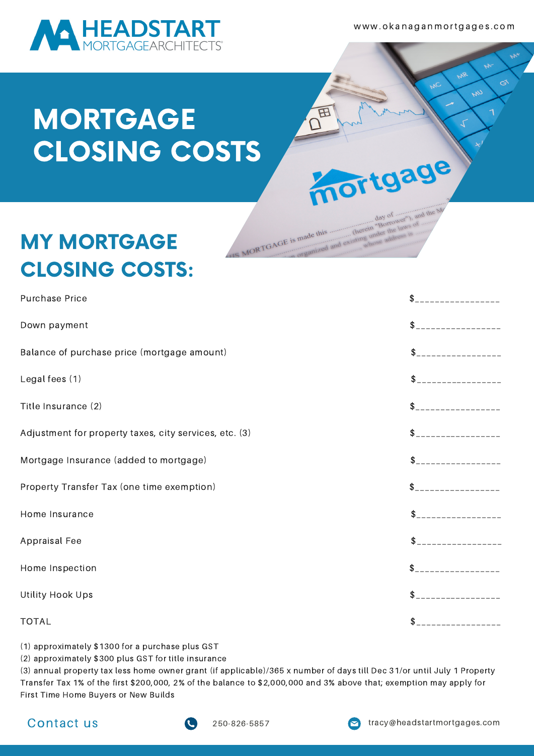HEADSTART MORTGAGEARCHITECTS

www.okanaganmortgages.com

# MORTGAGE CLOSING COSTS

## MY MORTGAGE CLOSING COSTS:

| | |
|---|---|
| Purchase Price | $________________ |
| Down payment | $________________ |
| Balance of purchase price (mortgage amount) | $________________ |
| Legal fees (1) | $________________ |
| Title Insurance (2) | $________________ |
| Adjustment for property taxes, city services, etc. (3) | $________________ |
| Mortgage Insurance (added to mortgage) | $________________ |
| Property Transfer Tax (one time exemption) | $________________ |
| Home Insurance | $________________ |
| Appraisal Fee | $________________ |
| Home Inspection | $________________ |
| Utility Hook Ups | $________________ |
| TOTAL | $________________ |

(1) approximately $1300 for a purchase plus GST
(2) approximately $300 plus GST for title insurance
(3) annual property tax less home owner grant (if applicable)/365 x number of days till Dec 31/or until July 1 Property Transfer Tax 1% of the first $200,000, 2% of the balance to $2,000,000 and 3% above that; exemption may apply for First Time Home Buyers or New Builds

Contact us

250-826-5857

tracy@headstartmortgages.com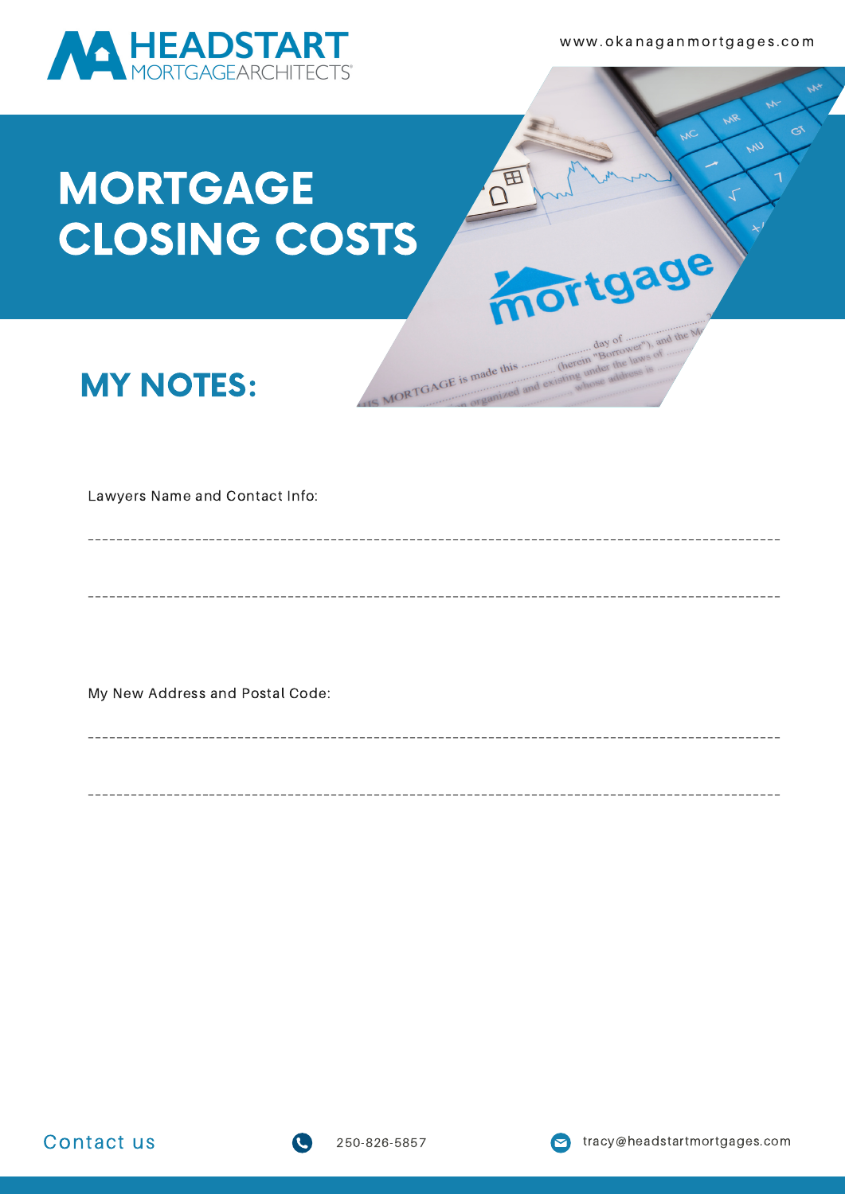HEADSTART MORTGAGEARCHITECTS

www.okanaganmortgages.com

# MORTGAGE CLOSING COSTS

## MY NOTES:

Lawyers Name and Contact Info:

---------------------------------------------------------------------------------------------------

---------------------------------------------------------------------------------------------------

My New Address and Postal Code:

---------------------------------------------------------------------------------------------------

---------------------------------------------------------------------------------------------------

Contact us

250-826-5857

tracy@headstartmortgages.com